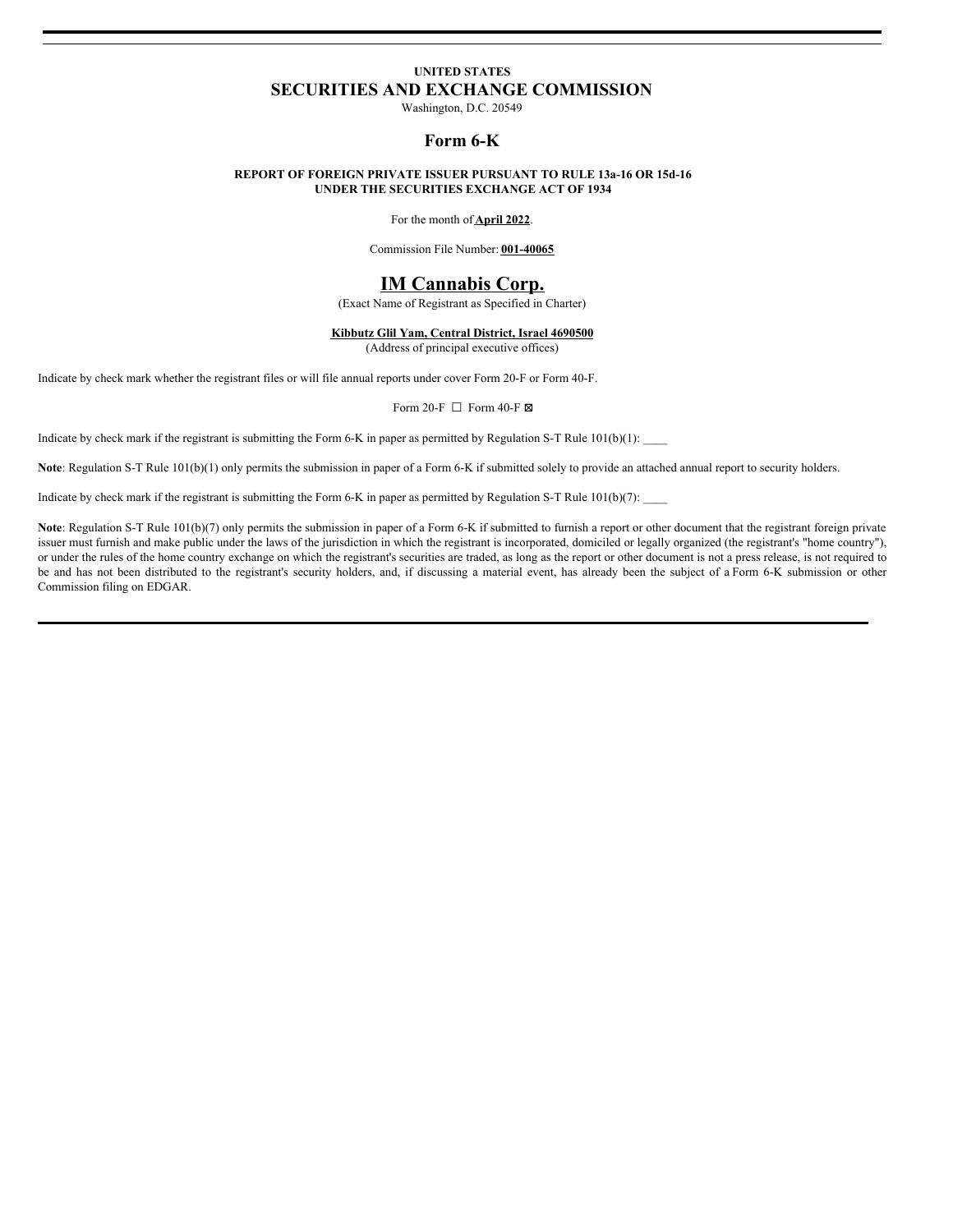**UNITED STATES**

# SECURITIES AND EXCHANGE COMMISSION

Washington, D.C. 20549

## Form 6-K

**REPORT OF FOREIGN PRIVATE ISSUER PURSUANT TO RULE 13a-16 OR 15d-16 UNDER THE SECURITIES EXCHANGE ACT OF 1934**

For the month of **April 2022**.

Commission File Number: **001-40065**

# IM Cannabis Corp.

(Exact Name of Registrant as Specified in Charter)

**Kibbutz Glil Yam, Central District, Israel 4690500**

(Address of principal executive offices)

Indicate by check mark whether the registrant files or will file annual reports under cover Form 20-F or Form 40-F.

Form 20-F ☐ Form 40-F ☒

Indicate by check mark if the registrant is submitting the Form 6-K in paper as permitted by Regulation S-T Rule 101(b)(1): ____

**Note**: Regulation S-T Rule 101(b)(1) only permits the submission in paper of a Form 6-K if submitted solely to provide an attached annual report to security holders.

Indicate by check mark if the registrant is submitting the Form 6-K in paper as permitted by Regulation S-T Rule 101(b)(7): ____

**Note**: Regulation S-T Rule 101(b)(7) only permits the submission in paper of a Form 6-K if submitted to furnish a report or other document that the registrant foreign private issuer must furnish and make public under the laws of the jurisdiction in which the registrant is incorporated, domiciled or legally organized (the registrant's "home country"), or under the rules of the home country exchange on which the registrant's securities are traded, as long as the report or other document is not a press release, is not required to be and has not been distributed to the registrant's security holders, and, if discussing a material event, has already been the subject of a Form 6-K submission or other Commission filing on EDGAR.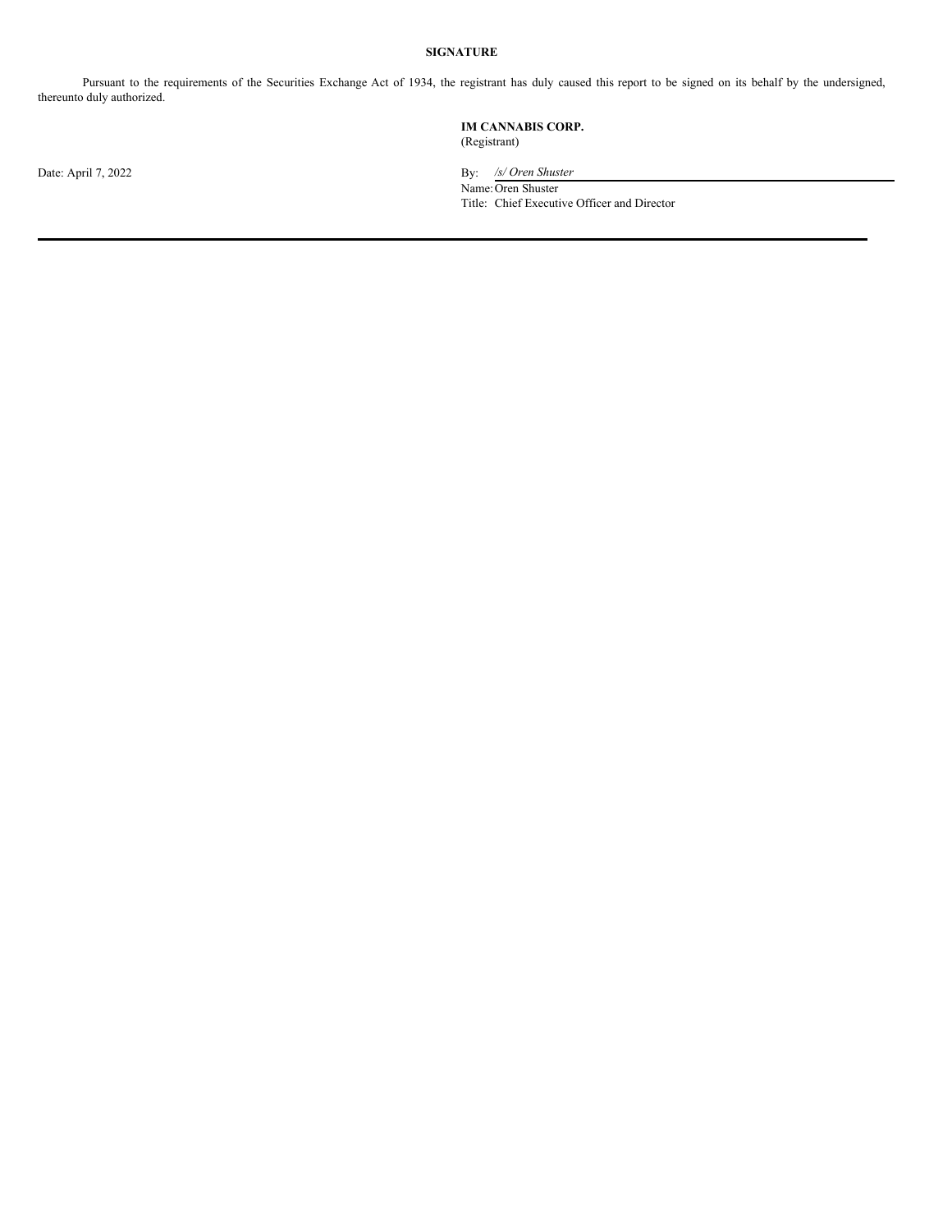## SIGNATURE

Pursuant to the requirements of the Securities Exchange Act of 1934, the registrant has duly caused this report to be signed on its behalf by the undersigned, thereunto duly authorized.

**IM CANNABIS CORP.**
(Registrant)

Date: April 7, 2022

By: */s/ Oren Shuster*
Name: Oren Shuster
Title: Chief Executive Officer and Director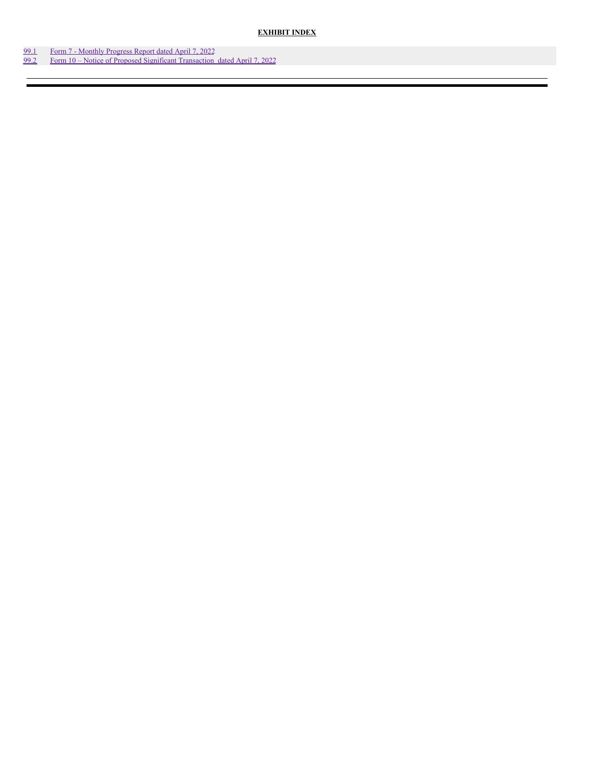## EXHIBIT INDEX

| | |
|---|---|
| 99.1 | Form 7 - Monthly Progress Report dated April 7, 2022 |
| 99.2 | Form 10 – Notice of Proposed Significant Transaction dated April 7, 2022 |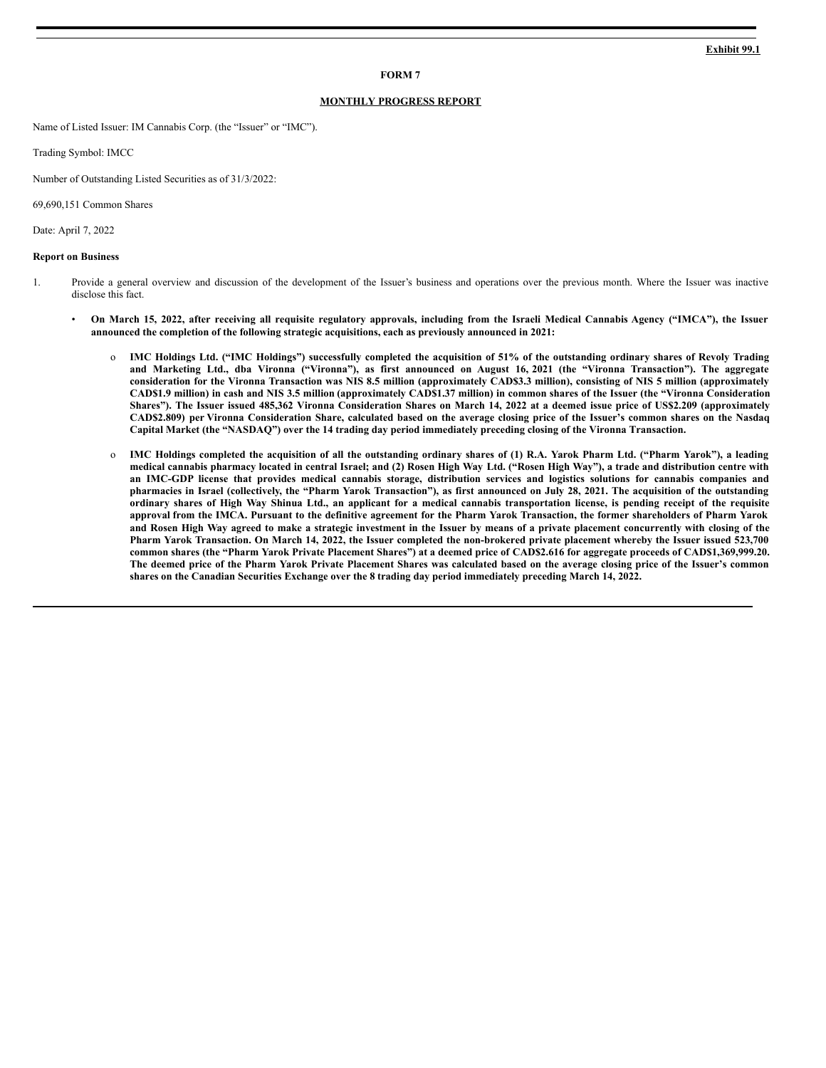**Exhibit 99.1**

**FORM 7**

**MONTHLY PROGRESS REPORT**

Name of Listed Issuer: IM Cannabis Corp. (the "Issuer" or "IMC").

Trading Symbol: IMCC

Number of Outstanding Listed Securities as of 31/3/2022:

69,690,151 Common Shares

Date: April 7, 2022

**Report on Business**

1. Provide a general overview and discussion of the development of the Issuer's business and operations over the previous month. Where the Issuer was inactive disclose this fact.

- **On March 15, 2022, after receiving all requisite regulatory approvals, including from the Israeli Medical Cannabis Agency ("IMCA"), the Issuer announced the completion of the following strategic acquisitions, each as previously announced in 2021:**

  - **IMC Holdings Ltd. ("IMC Holdings") successfully completed the acquisition of 51% of the outstanding ordinary shares of Revoly Trading and Marketing Ltd., dba Vironna ("Vironna"), as first announced on August 16, 2021 (the "Vironna Transaction"). The aggregate consideration for the Vironna Transaction was NIS 8.5 million (approximately CAD$3.3 million), consisting of NIS 5 million (approximately CAD$1.9 million) in cash and NIS 3.5 million (approximately CAD$1.37 million) in common shares of the Issuer (the "Vironna Consideration Shares"). The Issuer issued 485,362 Vironna Consideration Shares on March 14, 2022 at a deemed issue price of US$2.209 (approximately CAD$2.809) per Vironna Consideration Share, calculated based on the average closing price of the Issuer's common shares on the Nasdaq Capital Market (the "NASDAQ") over the 14 trading day period immediately preceding closing of the Vironna Transaction.**

  - **IMC Holdings completed the acquisition of all the outstanding ordinary shares of (1) R.A. Yarok Pharm Ltd. ("Pharm Yarok"), a leading medical cannabis pharmacy located in central Israel; and (2) Rosen High Way Ltd. ("Rosen High Way"), a trade and distribution centre with an IMC-GDP license that provides medical cannabis storage, distribution services and logistics solutions for cannabis companies and pharmacies in Israel (collectively, the "Pharm Yarok Transaction"), as first announced on July 28, 2021. The acquisition of the outstanding ordinary shares of High Way Shinua Ltd., an applicant for a medical cannabis transportation license, is pending receipt of the requisite approval from the IMCA. Pursuant to the definitive agreement for the Pharm Yarok Transaction, the former shareholders of Pharm Yarok and Rosen High Way agreed to make a strategic investment in the Issuer by means of a private placement concurrently with closing of the Pharm Yarok Transaction. On March 14, 2022, the Issuer completed the non-brokered private placement whereby the Issuer issued 523,700 common shares (the "Pharm Yarok Private Placement Shares") at a deemed price of CAD$2.616 for aggregate proceeds of CAD$1,369,999.20. The deemed price of the Pharm Yarok Private Placement Shares was calculated based on the average closing price of the Issuer's common shares on the Canadian Securities Exchange over the 8 trading day period immediately preceding March 14, 2022.**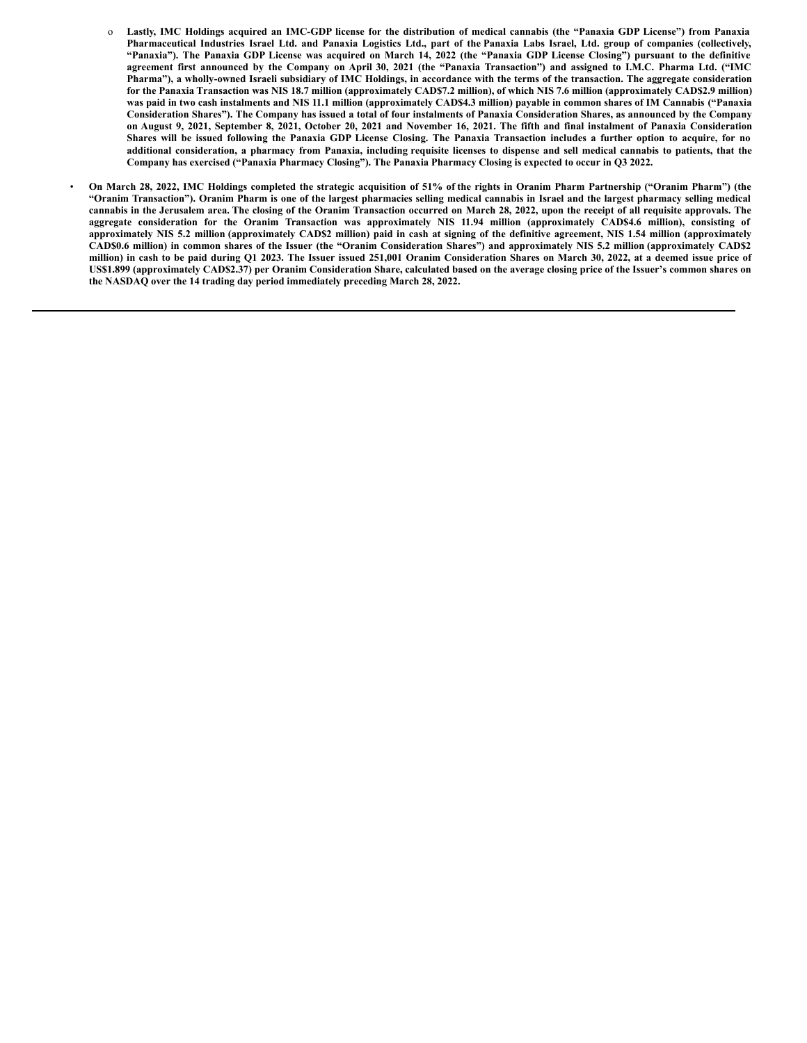- **Lastly, IMC Holdings acquired an IMC-GDP license for the distribution of medical cannabis (the "Panaxia GDP License") from Panaxia Pharmaceutical Industries Israel Ltd. and Panaxia Logistics Ltd., part of the Panaxia Labs Israel, Ltd. group of companies (collectively, "Panaxia"). The Panaxia GDP License was acquired on March 14, 2022 (the "Panaxia GDP License Closing") pursuant to the definitive agreement first announced by the Company on April 30, 2021 (the "Panaxia Transaction") and assigned to I.M.C. Pharma Ltd. ("IMC Pharma"), a wholly-owned Israeli subsidiary of IMC Holdings, in accordance with the terms of the transaction. The aggregate consideration for the Panaxia Transaction was NIS 18.7 million (approximately CAD$7.2 million), of which NIS 7.6 million (approximately CAD$2.9 million) was paid in two cash instalments and NIS 11.1 million (approximately CAD$4.3 million) payable in common shares of IM Cannabis ("Panaxia Consideration Shares"). The Company has issued a total of four instalments of Panaxia Consideration Shares, as announced by the Company on August 9, 2021, September 8, 2021, October 20, 2021 and November 16, 2021. The fifth and final instalment of Panaxia Consideration Shares will be issued following the Panaxia GDP License Closing. The Panaxia Transaction includes a further option to acquire, for no additional consideration, a pharmacy from Panaxia, including requisite licenses to dispense and sell medical cannabis to patients, that the Company has exercised ("Panaxia Pharmacy Closing"). The Panaxia Pharmacy Closing is expected to occur in Q3 2022.**

- **On March 28, 2022, IMC Holdings completed the strategic acquisition of 51% of the rights in Oranim Pharm Partnership ("Oranim Pharm") (the "Oranim Transaction"). Oranim Pharm is one of the largest pharmacies selling medical cannabis in Israel and the largest pharmacy selling medical cannabis in the Jerusalem area. The closing of the Oranim Transaction occurred on March 28, 2022, upon the receipt of all requisite approvals. The aggregate consideration for the Oranim Transaction was approximately NIS 11.94 million (approximately CAD$4.6 million), consisting of approximately NIS 5.2 million (approximately CAD$2 million) paid in cash at signing of the definitive agreement, NIS 1.54 million (approximately CAD$0.6 million) in common shares of the Issuer (the "Oranim Consideration Shares") and approximately NIS 5.2 million (approximately CAD$2 million) in cash to be paid during Q1 2023. The Issuer issued 251,001 Oranim Consideration Shares on March 30, 2022, at a deemed issue price of US$1.899 (approximately CAD$2.37) per Oranim Consideration Share, calculated based on the average closing price of the Issuer's common shares on the NASDAQ over the 14 trading day period immediately preceding March 28, 2022.**

---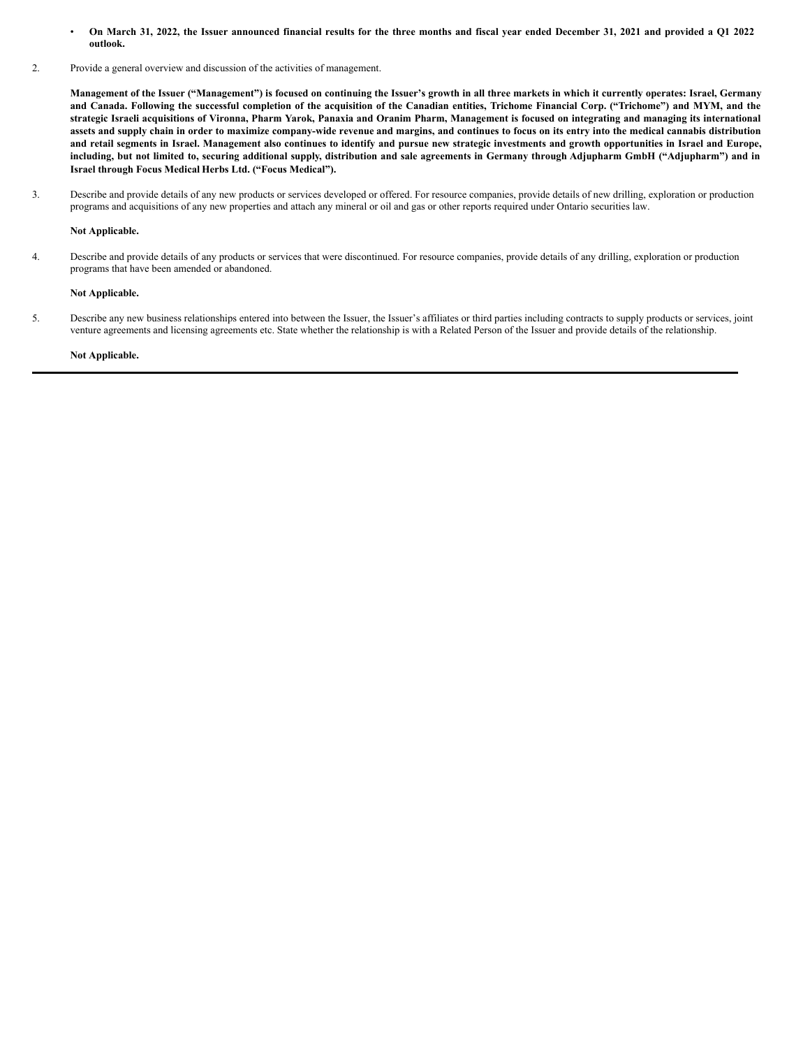- **On March 31, 2022, the Issuer announced financial results for the three months and fiscal year ended December 31, 2021 and provided a Q1 2022 outlook.**

2. Provide a general overview and discussion of the activities of management.

   **Management of the Issuer ("Management") is focused on continuing the Issuer's growth in all three markets in which it currently operates: Israel, Germany and Canada. Following the successful completion of the acquisition of the Canadian entities, Trichome Financial Corp. ("Trichome") and MYM, and the strategic Israeli acquisitions of Vironna, Pharm Yarok, Panaxia and Oranim Pharm, Management is focused on integrating and managing its international assets and supply chain in order to maximize company-wide revenue and margins, and continues to focus on its entry into the medical cannabis distribution and retail segments in Israel. Management also continues to identify and pursue new strategic investments and growth opportunities in Israel and Europe, including, but not limited to, securing additional supply, distribution and sale agreements in Germany through Adjupharm GmbH ("Adjupharm") and in Israel through Focus Medical Herbs Ltd. ("Focus Medical").**

3. Describe and provide details of any new products or services developed or offered. For resource companies, provide details of new drilling, exploration or production programs and acquisitions of any new properties and attach any mineral or oil and gas or other reports required under Ontario securities law.

   **Not Applicable.**

4. Describe and provide details of any products or services that were discontinued. For resource companies, provide details of any drilling, exploration or production programs that have been amended or abandoned.

   **Not Applicable.**

5. Describe any new business relationships entered into between the Issuer, the Issuer's affiliates or third parties including contracts to supply products or services, joint venture agreements and licensing agreements etc. State whether the relationship is with a Related Person of the Issuer and provide details of the relationship.

   **Not Applicable.**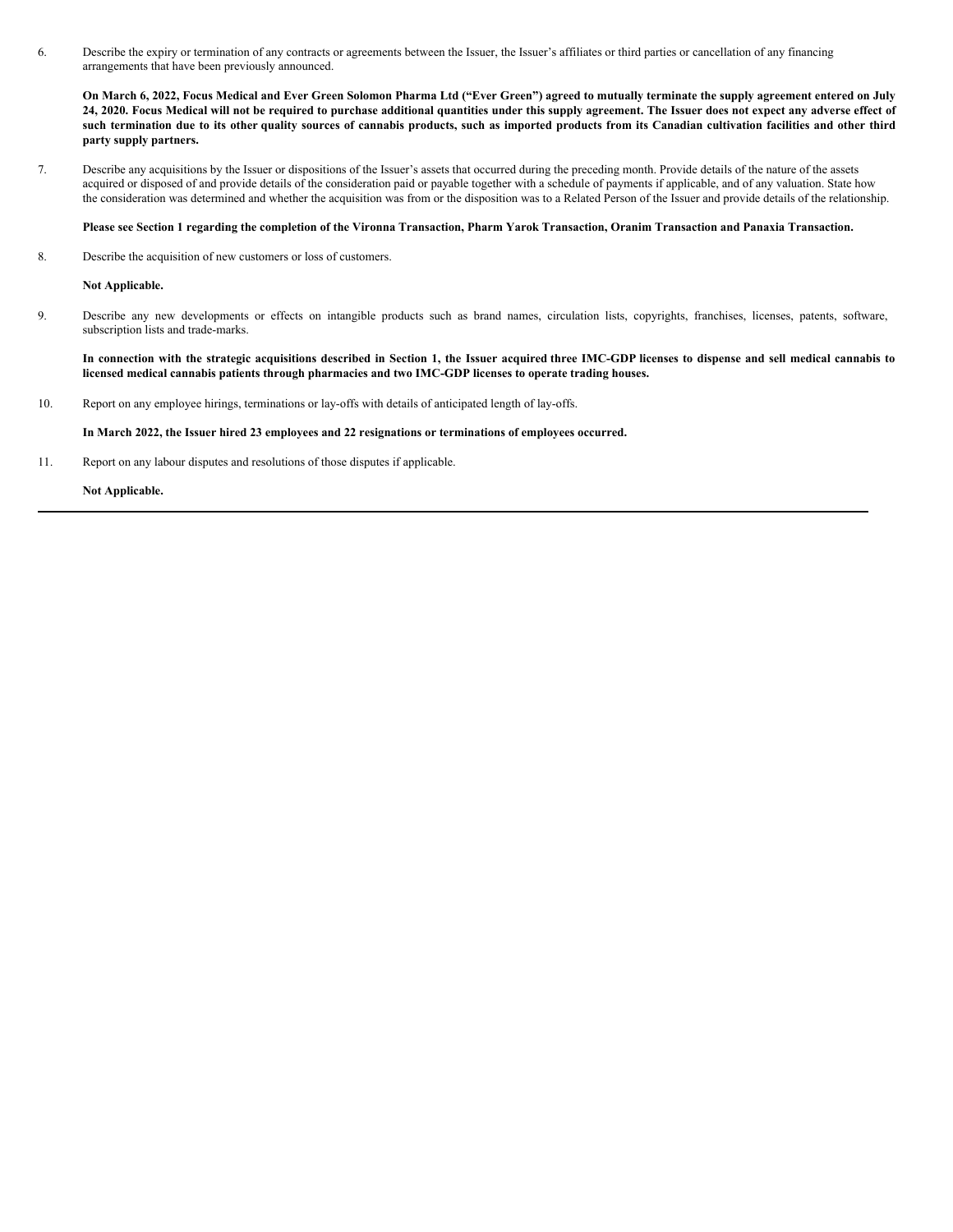6. Describe the expiry or termination of any contracts or agreements between the Issuer, the Issuer's affiliates or third parties or cancellation of any financing arrangements that have been previously announced.

   **On March 6, 2022, Focus Medical and Ever Green Solomon Pharma Ltd ("Ever Green") agreed to mutually terminate the supply agreement entered on July 24, 2020. Focus Medical will not be required to purchase additional quantities under this supply agreement. The Issuer does not expect any adverse effect of such termination due to its other quality sources of cannabis products, such as imported products from its Canadian cultivation facilities and other third party supply partners.**

7. Describe any acquisitions by the Issuer or dispositions of the Issuer's assets that occurred during the preceding month. Provide details of the nature of the assets acquired or disposed of and provide details of the consideration paid or payable together with a schedule of payments if applicable, and of any valuation. State how the consideration was determined and whether the acquisition was from or the disposition was to a Related Person of the Issuer and provide details of the relationship.

   **Please see Section 1 regarding the completion of the Vironna Transaction, Pharm Yarok Transaction, Oranim Transaction and Panaxia Transaction.**

8. Describe the acquisition of new customers or loss of customers.

   **Not Applicable.**

9. Describe any new developments or effects on intangible products such as brand names, circulation lists, copyrights, franchises, licenses, patents, software, subscription lists and trade-marks.

   **In connection with the strategic acquisitions described in Section 1, the Issuer acquired three IMC-GDP licenses to dispense and sell medical cannabis to licensed medical cannabis patients through pharmacies and two IMC-GDP licenses to operate trading houses.**

10. Report on any employee hirings, terminations or lay-offs with details of anticipated length of lay-offs.

    **In March 2022, the Issuer hired 23 employees and 22 resignations or terminations of employees occurred.**

11. Report on any labour disputes and resolutions of those disputes if applicable.

    **Not Applicable.**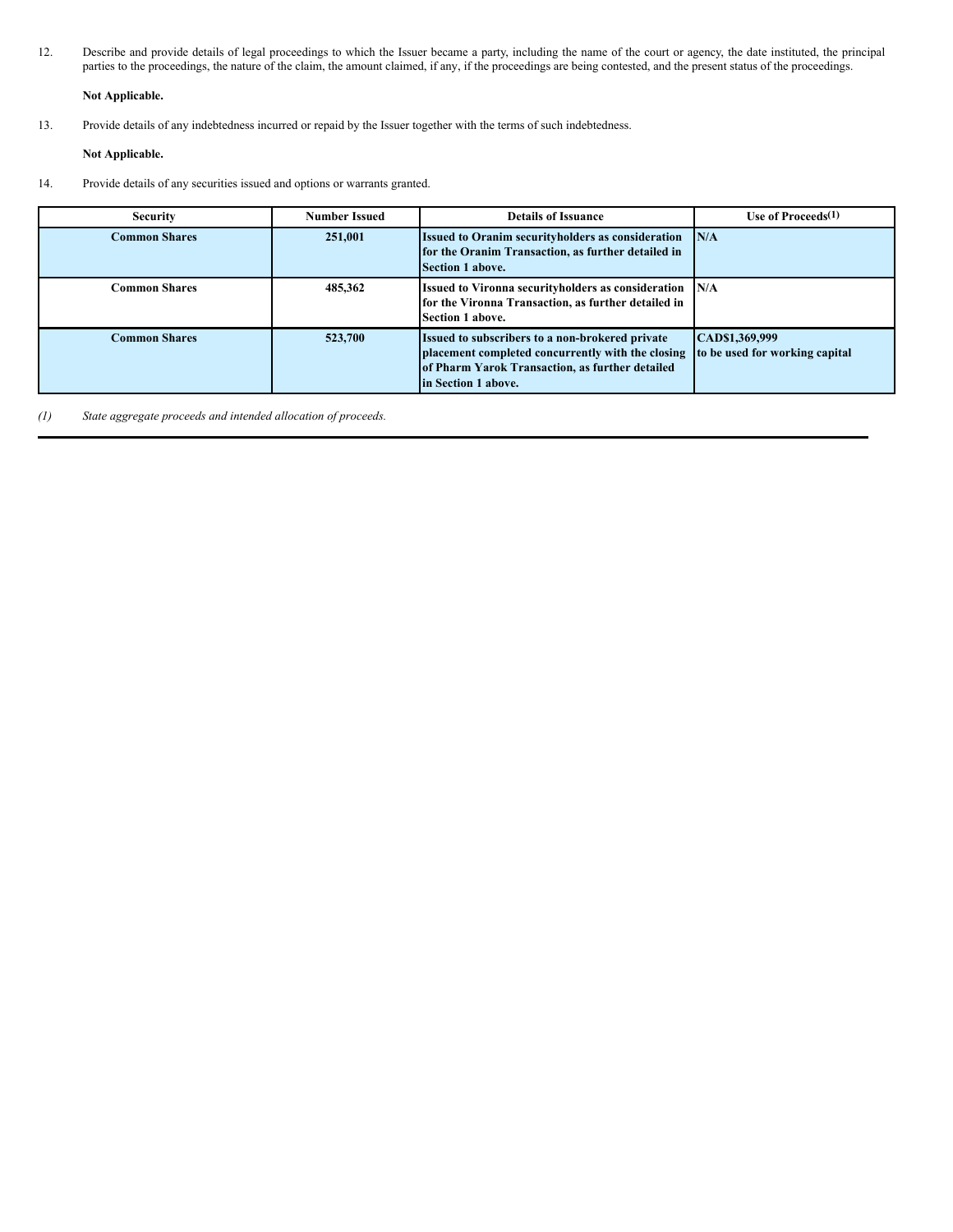12. Describe and provide details of legal proceedings to which the Issuer became a party, including the name of the court or agency, the date instituted, the principal parties to the proceedings, the nature of the claim, the amount claimed, if any, if the proceedings are being contested, and the present status of the proceedings.

    **Not Applicable.**

13. Provide details of any indebtedness incurred or repaid by the Issuer together with the terms of such indebtedness.

    **Not Applicable.**

14. Provide details of any securities issued and options or warrants granted.

| Security | Number Issued | Details of Issuance | Use of Proceeds[(1)] |
|---|---|---|---|
| **Common Shares** | **251,001** | **Issued to Oranim securityholders as consideration for the Oranim Transaction, as further detailed in Section 1 above.** | **N/A** |
| **Common Shares** | **485,362** | **Issued to Vironna securityholders as consideration for the Vironna Transaction, as further detailed in Section 1 above.** | **N/A** |
| **Common Shares** | **523,700** | **Issued to subscribers to a non-brokered private placement completed concurrently with the closing of Pharm Yarok Transaction, as further detailed in Section 1 above.** | **CAD$1,369,999 to be used for working capital** |

*(1) State aggregate proceeds and intended allocation of proceeds.*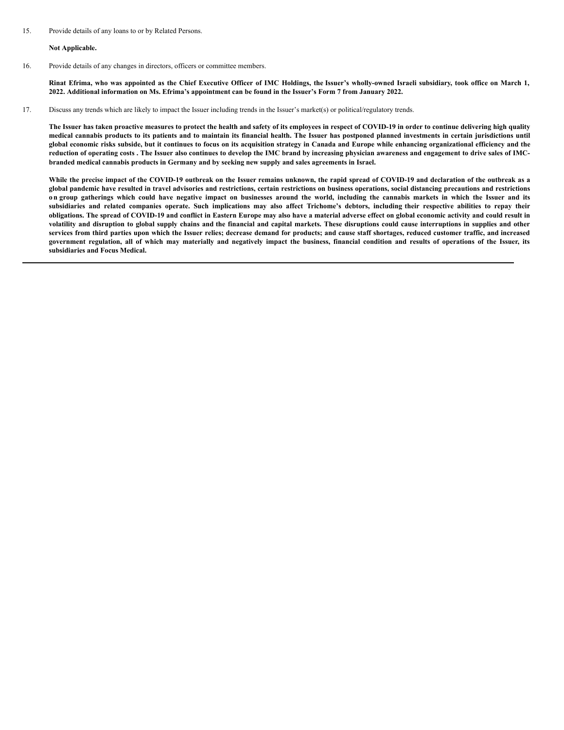15. Provide details of any loans to or by Related Persons.

    **Not Applicable.**

16. Provide details of any changes in directors, officers or committee members.

    **Rinat Efrima, who was appointed as the Chief Executive Officer of IMC Holdings, the Issuer's wholly-owned Israeli subsidiary, took office on March 1, 2022. Additional information on Ms. Efrima's appointment can be found in the Issuer's Form 7 from January 2022.**

17. Discuss any trends which are likely to impact the Issuer including trends in the Issuer's market(s) or political/regulatory trends.

    **The Issuer has taken proactive measures to protect the health and safety of its employees in respect of COVID-19 in order to continue delivering high quality medical cannabis products to its patients and to maintain its financial health. The Issuer has postponed planned investments in certain jurisdictions until global economic risks subside, but it continues to focus on its acquisition strategy in Canada and Europe while enhancing organizational efficiency and the reduction of operating costs . The Issuer also continues to develop the IMC brand by increasing physician awareness and engagement to drive sales of IMC-branded medical cannabis products in Germany and by seeking new supply and sales agreements in Israel.**

    **While the precise impact of the COVID-19 outbreak on the Issuer remains unknown, the rapid spread of COVID-19 and declaration of the outbreak as a global pandemic have resulted in travel advisories and restrictions, certain restrictions on business operations, social distancing precautions and restrictions on group gatherings which could have negative impact on businesses around the world, including the cannabis markets in which the Issuer and its subsidiaries and related companies operate. Such implications may also affect Trichome's debtors, including their respective abilities to repay their obligations. The spread of COVID-19 and conflict in Eastern Europe may also have a material adverse effect on global economic activity and could result in volatility and disruption to global supply chains and the financial and capital markets. These disruptions could cause interruptions in supplies and other services from third parties upon which the Issuer relies; decrease demand for products; and cause staff shortages, reduced customer traffic, and increased government regulation, all of which may materially and negatively impact the business, financial condition and results of operations of the Issuer, its subsidiaries and Focus Medical.**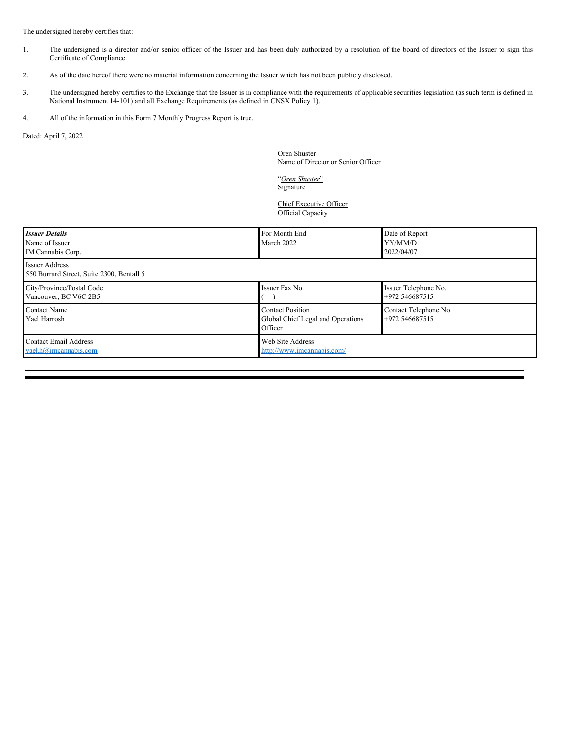The undersigned hereby certifies that:

1. The undersigned is a director and/or senior officer of the Issuer and has been duly authorized by a resolution of the board of directors of the Issuer to sign this Certificate of Compliance.

2. As of the date hereof there were no material information concerning the Issuer which has not been publicly disclosed.

3. The undersigned hereby certifies to the Exchange that the Issuer is in compliance with the requirements of applicable securities legislation (as such term is defined in National Instrument 14-101) and all Exchange Requirements (as defined in CNSX Policy 1).

4. All of the information in this Form 7 Monthly Progress Report is true.

Dated: April 7, 2022

Oren Shuster
Name of Director or Senior Officer

"*Oren Shuster*"
Signature

Chief Executive Officer
Official Capacity

| ***Issuer Details*** Name of Issuer IM Cannabis Corp. | For Month End March 2022 | Date of Report YY/MM/D 2022/04/07 |
|---|---|---|
| Issuer Address 550 Burrard Street, Suite 2300, Bentall 5 | | |
| City/Province/Postal Code Vancouver, BC V6C 2B5 | Issuer Fax No. (   ) | Issuer Telephone No. +972 546687515 |
| Contact Name Yael Harrosh | Contact Position Global Chief Legal and Operations Officer | Contact Telephone No. +972 546687515 |
| Contact Email Address yael.h@imcannabis.com | Web Site Address http://www.imcannabis.com/ | |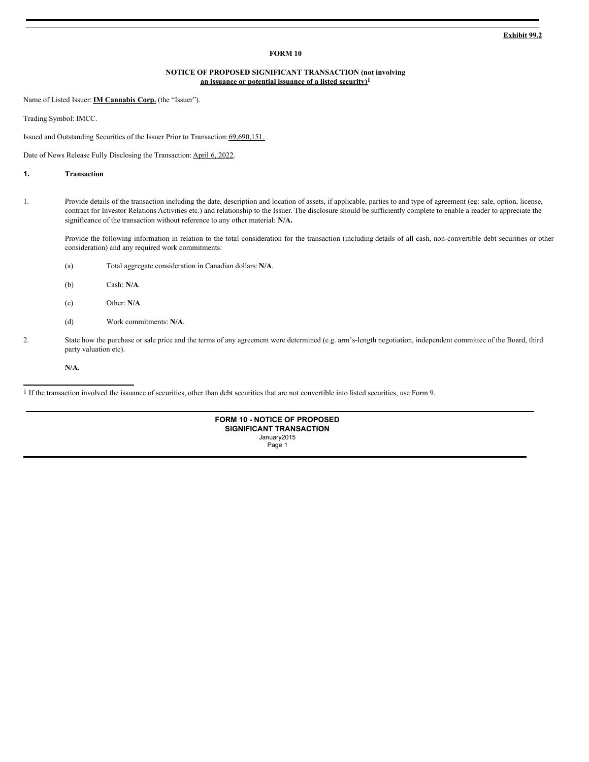**Exhibit 99.2**

# FORM 10

## NOTICE OF PROPOSED SIGNIFICANT TRANSACTION (not involving an issuance or potential issuance of a listed security)[1]

Name of Listed Issuer: **IM Cannabis Corp.** (the "Issuer").

Trading Symbol: IMCC.

Issued and Outstanding Securities of the Issuer Prior to Transaction: 69,690,151.

Date of News Release Fully Disclosing the Transaction: April 6, 2022.

### 1. Transaction

1. Provide details of the transaction including the date, description and location of assets, if applicable, parties to and type of agreement (eg: sale, option, license, contract for Investor Relations Activities etc.) and relationship to the Issuer. The disclosure should be sufficiently complete to enable a reader to appreciate the significance of the transaction without reference to any other material: **N/A.**

   Provide the following information in relation to the total consideration for the transaction (including details of all cash, non-convertible debt securities or other consideration) and any required work commitments:

   (a) Total aggregate consideration in Canadian dollars: **N/A**.

   (b) Cash: **N/A**.

   (c) Other: **N/A**.

   (d) Work commitments: **N/A**.

2. State how the purchase or sale price and the terms of any agreement were determined (e.g. arm's-length negotiation, independent committee of the Board, third party valuation etc).

   **N/A.**

[1] If the transaction involved the issuance of securities, other than debt securities that are not convertible into listed securities, use Form 9.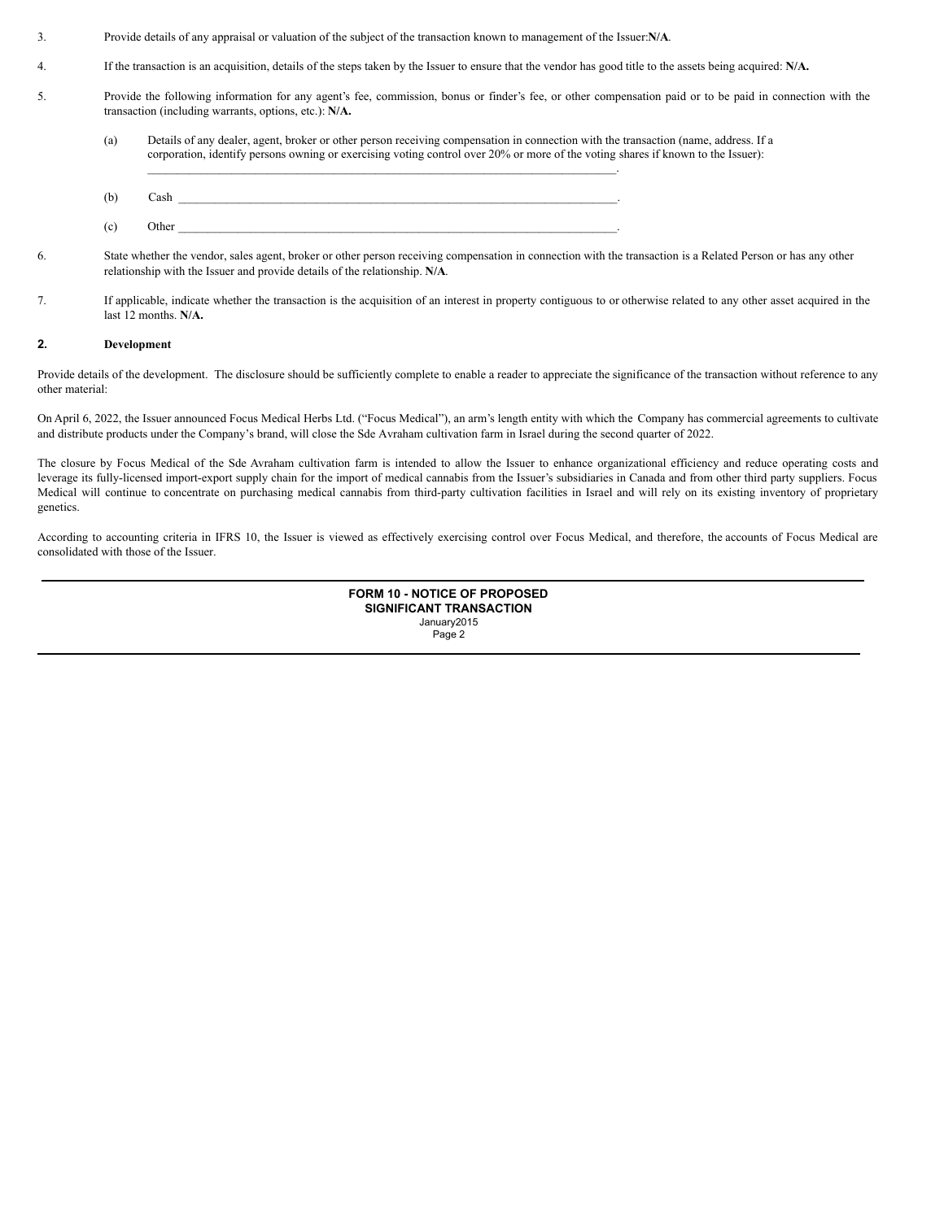3. Provide details of any appraisal or valuation of the subject of the transaction known to management of the Issuer:**N/A**.

4. If the transaction is an acquisition, details of the steps taken by the Issuer to ensure that the vendor has good title to the assets being acquired: **N/A.**

5. Provide the following information for any agent's fee, commission, bonus or finder's fee, or other compensation paid or to be paid in connection with the transaction (including warrants, options, etc.): **N/A.**

   (a) Details of any dealer, agent, broker or other person receiving compensation in connection with the transaction (name, address. If a corporation, identify persons owning or exercising voting control over 20% or more of the voting shares if known to the Issuer): ______________________________.

   (b) Cash ______________________________.

   (c) Other ______________________________.

6. State whether the vendor, sales agent, broker or other person receiving compensation in connection with the transaction is a Related Person or has any other relationship with the Issuer and provide details of the relationship. **N/A**.

7. If applicable, indicate whether the transaction is the acquisition of an interest in property contiguous to or otherwise related to any other asset acquired in the last 12 months. **N/A.**

## 2. Development

Provide details of the development. The disclosure should be sufficiently complete to enable a reader to appreciate the significance of the transaction without reference to any other material:

On April 6, 2022, the Issuer announced Focus Medical Herbs Ltd. ("Focus Medical"), an arm's length entity with which the Company has commercial agreements to cultivate and distribute products under the Company's brand, will close the Sde Avraham cultivation farm in Israel during the second quarter of 2022.

The closure by Focus Medical of the Sde Avraham cultivation farm is intended to allow the Issuer to enhance organizational efficiency and reduce operating costs and leverage its fully-licensed import-export supply chain for the import of medical cannabis from the Issuer's subsidiaries in Canada and from other third party suppliers. Focus Medical will continue to concentrate on purchasing medical cannabis from third-party cultivation facilities in Israel and will rely on its existing inventory of proprietary genetics.

According to accounting criteria in IFRS 10, the Issuer is viewed as effectively exercising control over Focus Medical, and therefore, the accounts of Focus Medical are consolidated with those of the Issuer.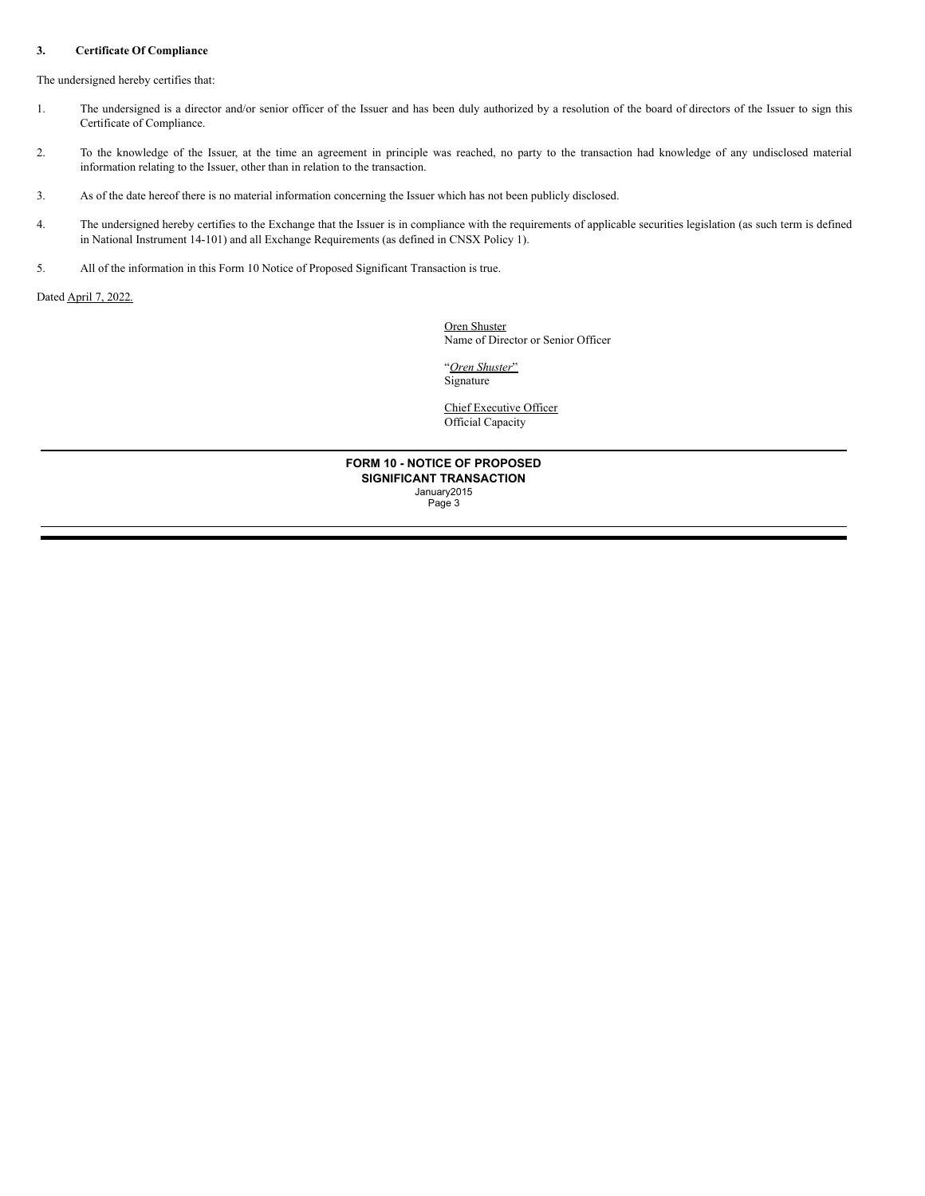### 3. Certificate Of Compliance

The undersigned hereby certifies that:

1. The undersigned is a director and/or senior officer of the Issuer and has been duly authorized by a resolution of the board of directors of the Issuer to sign this Certificate of Compliance.

2. To the knowledge of the Issuer, at the time an agreement in principle was reached, no party to the transaction had knowledge of any undisclosed material information relating to the Issuer, other than in relation to the transaction.

3. As of the date hereof there is no material information concerning the Issuer which has not been publicly disclosed.

4. The undersigned hereby certifies to the Exchange that the Issuer is in compliance with the requirements of applicable securities legislation (as such term is defined in National Instrument 14-101) and all Exchange Requirements (as defined in CNSX Policy 1).

5. All of the information in this Form 10 Notice of Proposed Significant Transaction is true.

Dated April 7, 2022.

Oren Shuster
Name of Director or Senior Officer

"*Oren Shuster*"
Signature

Chief Executive Officer
Official Capacity